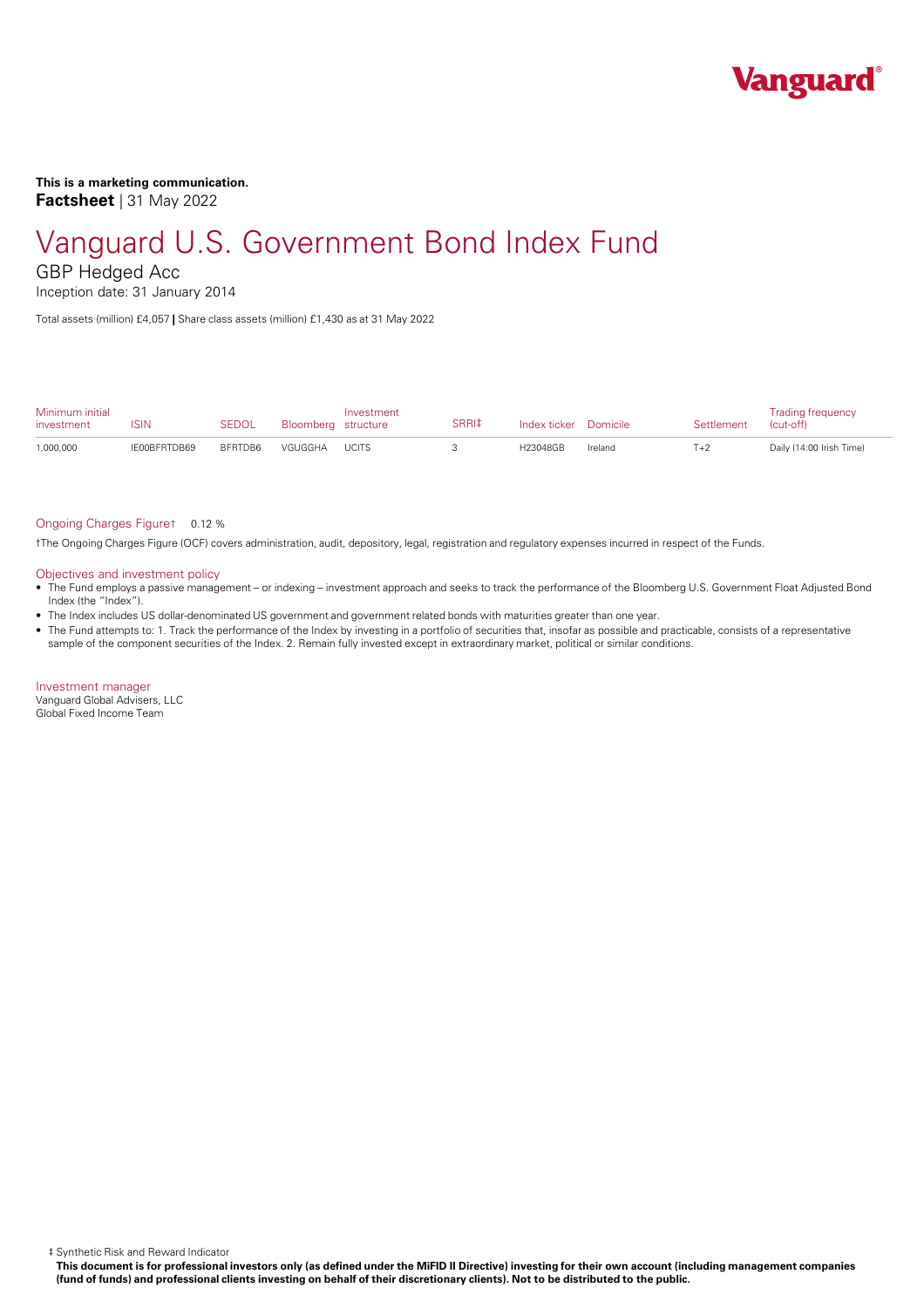**This is a marketing communication.**

**Factsheet** | 31 May 2022

# Vanguard U.S. Government Bond Index Fund

## GBP Hedged Acc

Inception date: 31 January 2014

Total assets (million) £4,057 | Share class assets (million) £1,430 as at 31 May 2022

| Minimum initial investment | ISIN | SEDOL | Bloomberg | Investment structure | SRRI‡ | Index ticker | Domicile | Settlement | Trading frequency (cut-off) |
|---|---|---|---|---|---|---|---|---|---|
| 1,000,000 | IE00BFRTDB69 | BFRTDB6 | VGUGGHA | UCITS | 3 | H23048GB | Ireland | T+2 | Daily (14:00 Irish Time) |

Ongoing Charges Figure† 0.12 %

†The Ongoing Charges Figure (OCF) covers administration, audit, depository, legal, registration and regulatory expenses incurred in respect of the Funds.

### Objectives and investment policy

- The Fund employs a passive management – or indexing – investment approach and seeks to track the performance of the Bloomberg U.S. Government Float Adjusted Bond Index (the "Index").
- The Index includes US dollar-denominated US government and government related bonds with maturities greater than one year.
- The Fund attempts to: 1. Track the performance of the Index by investing in a portfolio of securities that, insofar as possible and practicable, consists of a representative sample of the component securities of the Index. 2. Remain fully invested except in extraordinary market, political or similar conditions.

### Investment manager

Vanguard Global Advisers, LLC
Global Fixed Income Team

‡ Synthetic Risk and Reward Indicator

**This document is for professional investors only (as defined under the MiFID II Directive) investing for their own account (including management companies (fund of funds) and professional clients investing on behalf of their discretionary clients). Not to be distributed to the public.**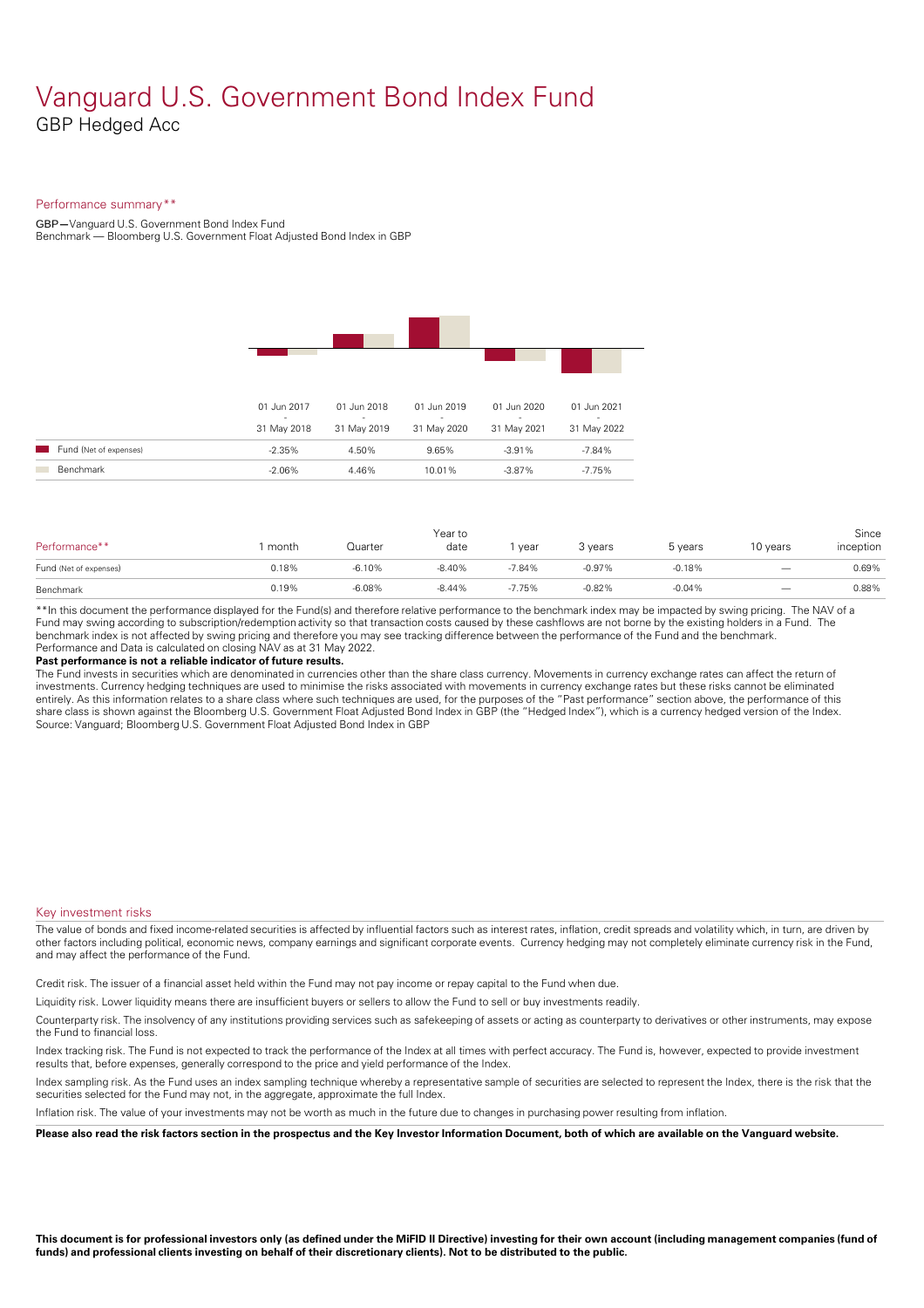# Vanguard U.S. Government Bond Index Fund

GBP Hedged Acc

## Performance summary**

GBP—Vanguard U.S. Government Bond Index Fund
Benchmark — Bloomberg U.S. Government Float Adjusted Bond Index in GBP

| | 01 Jun 2017 - 31 May 2018 | 01 Jun 2018 - 31 May 2019 | 01 Jun 2019 - 31 May 2020 | 01 Jun 2020 - 31 May 2021 | 01 Jun 2021 - 31 May 2022 |
|---|---|---|---|---|---|
| Fund (Net of expenses) | -2.35% | 4.50% | 9.65% | -3.91% | -7.84% |
| Benchmark | -2.06% | 4.46% | 10.01% | -3.87% | -7.75% |

| Performance** | 1 month | Quarter | Year to date | 1 year | 3 years | 5 years | 10 years | Since inception |
|---|---|---|---|---|---|---|---|---|
| Fund (Net of expenses) | 0.18% | -6.10% | -8.40% | -7.84% | -0.97% | -0.18% | — | 0.69% |
| Benchmark | 0.19% | -6.08% | -8.44% | -7.75% | -0.82% | -0.04% | — | 0.88% |

**In this document the performance displayed for the Fund(s) and therefore relative performance to the benchmark index may be impacted by swing pricing. The NAV of a Fund may swing according to subscription/redemption activity so that transaction costs caused by these cashflows are not borne by the existing holders in a Fund. The benchmark index is not affected by swing pricing and therefore you may see tracking difference between the performance of the Fund and the benchmark.
Performance and Data is calculated on closing NAV as at 31 May 2022.

**Past performance is not a reliable indicator of future results.**

The Fund invests in securities which are denominated in currencies other than the share class currency. Movements in currency exchange rates can affect the return of investments. Currency hedging techniques are used to minimise the risks associated with movements in currency exchange rates but these risks cannot be eliminated entirely. As this information relates to a share class where such techniques are used, for the purposes of the "Past performance" section above, the performance of this share class is shown against the Bloomberg U.S. Government Float Adjusted Bond Index in GBP (the "Hedged Index"), which is a currency hedged version of the Index.
Source: Vanguard; Bloomberg U.S. Government Float Adjusted Bond Index in GBP

## Key investment risks

The value of bonds and fixed income-related securities is affected by influential factors such as interest rates, inflation, credit spreads and volatility which, in turn, are driven by other factors including political, economic news, company earnings and significant corporate events. Currency hedging may not completely eliminate currency risk in the Fund, and may affect the performance of the Fund.

Credit risk. The issuer of a financial asset held within the Fund may not pay income or repay capital to the Fund when due.

Liquidity risk. Lower liquidity means there are insufficient buyers or sellers to allow the Fund to sell or buy investments readily.

Counterparty risk. The insolvency of any institutions providing services such as safekeeping of assets or acting as counterparty to derivatives or other instruments, may expose the Fund to financial loss.

Index tracking risk. The Fund is not expected to track the performance of the Index at all times with perfect accuracy. The Fund is, however, expected to provide investment results that, before expenses, generally correspond to the price and yield performance of the Index.

Index sampling risk. As the Fund uses an index sampling technique whereby a representative sample of securities are selected to represent the Index, there is the risk that the securities selected for the Fund may not, in the aggregate, approximate the full Index.

Inflation risk. The value of your investments may not be worth as much in the future due to changes in purchasing power resulting from inflation.

**Please also read the risk factors section in the prospectus and the Key Investor Information Document, both of which are available on the Vanguard website.**

**This document is for professional investors only (as defined under the MiFID II Directive) investing for their own account (including management companies (fund of funds) and professional clients investing on behalf of their discretionary clients). Not to be distributed to the public.**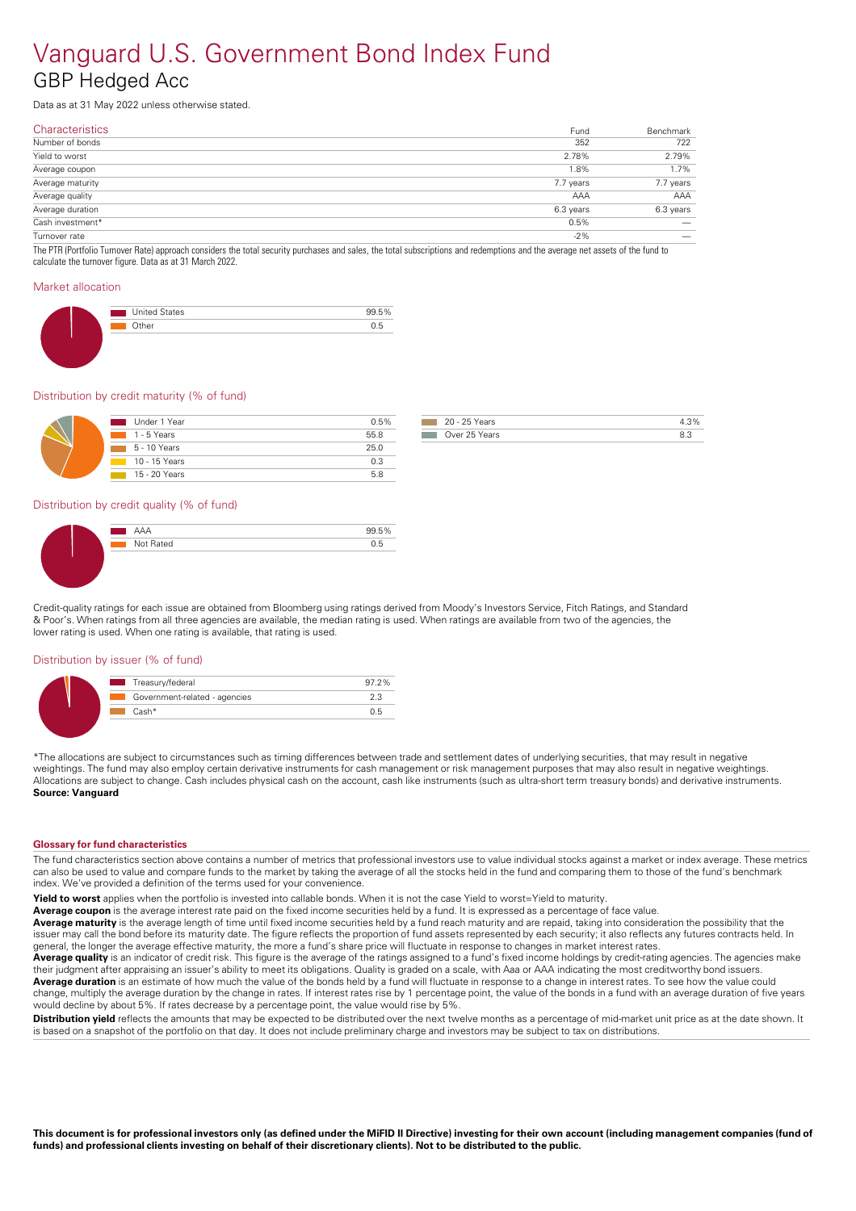# Vanguard U.S. Government Bond Index Fund

## GBP Hedged Acc

Data as at 31 May 2022 unless otherwise stated.

### Characteristics

| Characteristics | Fund | Benchmark |
|---|---|---|
| Number of bonds | 352 | 722 |
| Yield to worst | 2.78% | 2.79% |
| Average coupon | 1.8% | 1.7% |
| Average maturity | 7.7 years | 7.7 years |
| Average quality | AAA | AAA |
| Average duration | 6.3 years | 6.3 years |
| Cash investment* | 0.5% | — |
| Turnover rate | -2% | — |

The PTR (Portfolio Turnover Rate) approach considers the total security purchases and sales, the total subscriptions and redemptions and the average net assets of the fund to calculate the turnover figure. Data as at 31 March 2022.

### Market allocation

| | |
|---|---|
| United States | 99.5% |
| Other | 0.5 |

### Distribution by credit maturity (% of fund)

| | |
|---|---|
| Under 1 Year | 0.5% |
| 1 - 5 Years | 55.8 |
| 5 - 10 Years | 25.0 |
| 10 - 15 Years | 0.3 |
| 15 - 20 Years | 5.8 |
| 20 - 25 Years | 4.3% |
| Over 25 Years | 8.3 |

### Distribution by credit quality (% of fund)

| | |
|---|---|
| AAA | 99.5% |
| Not Rated | 0.5 |

Credit-quality ratings for each issue are obtained from Bloomberg using ratings derived from Moody's Investors Service, Fitch Ratings, and Standard & Poor's. When ratings from all three agencies are available, the median rating is used. When ratings are available from two of the agencies, the lower rating is used. When one rating is available, that rating is used.

### Distribution by issuer (% of fund)

| | |
|---|---|
| Treasury/federal | 97.2% |
| Government-related - agencies | 2.3 |
| Cash* | 0.5 |

*The allocations are subject to circumstances such as timing differences between trade and settlement dates of underlying securities, that may result in negative weightings. The fund may also employ certain derivative instruments for cash management or risk management purposes that may also result in negative weightings. Allocations are subject to change. Cash includes physical cash on the account, cash like instruments (such as ultra-short term treasury bonds) and derivative instruments.
**Source: Vanguard**

#### Glossary for fund characteristics

The fund characteristics section above contains a number of metrics that professional investors use to value individual stocks against a market or index average. These metrics can also be used to value and compare funds to the market by taking the average of all the stocks held in the fund and comparing them to those of the fund's benchmark index. We've provided a definition of the terms used for your convenience.

**Yield to worst** applies when the portfolio is invested into callable bonds. When it is not the case Yield to worst=Yield to maturity.

**Average coupon** is the average interest rate paid on the fixed income securities held by a fund. It is expressed as a percentage of face value.

**Average maturity** is the average length of time until fixed income securities held by a fund reach maturity and are repaid, taking into consideration the possibility that the issuer may call the bond before its maturity date. The figure reflects the proportion of fund assets represented by each security; it also reflects any futures contracts held. In general, the longer the average effective maturity, the more a fund's share price will fluctuate in response to changes in market interest rates.

**Average quality** is an indicator of credit risk. This figure is the average of the ratings assigned to a fund's fixed income holdings by credit-rating agencies. The agencies make their judgment after appraising an issuer's ability to meet its obligations. Quality is graded on a scale, with Aaa or AAA indicating the most creditworthy bond issuers.

**Average duration** is an estimate of how much the value of the bonds held by a fund will fluctuate in response to a change in interest rates. To see how the value could change, multiply the average duration by the change in rates. If interest rates rise by 1 percentage point, the value of the bonds in a fund with an average duration of five years would decline by about 5%. If rates decrease by a percentage point, the value would rise by 5%.

**Distribution yield** reflects the amounts that may be expected to be distributed over the next twelve months as a percentage of mid-market unit price as at the date shown. It is based on a snapshot of the portfolio on that day. It does not include preliminary charge and investors may be subject to tax on distributions.

**This document is for professional investors only (as defined under the MiFID II Directive) investing for their own account (including management companies (fund of funds) and professional clients investing on behalf of their discretionary clients). Not to be distributed to the public.**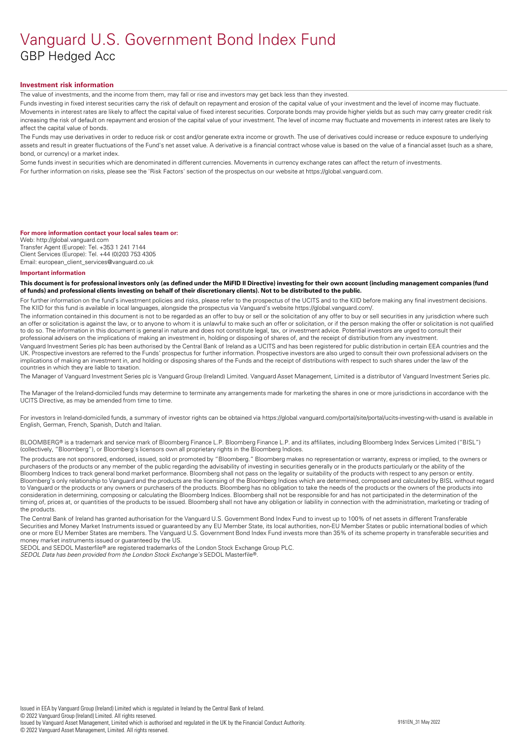# Vanguard U.S. Government Bond Index Fund

## GBP Hedged Acc

### Investment risk information

The value of investments, and the income from them, may fall or rise and investors may get back less than they invested.

Funds investing in fixed interest securities carry the risk of default on repayment and erosion of the capital value of your investment and the level of income may fluctuate. Movements in interest rates are likely to affect the capital value of fixed interest securities. Corporate bonds may provide higher yields but as such may carry greater credit risk increasing the risk of default on repayment and erosion of the capital value of your investment. The level of income may fluctuate and movements in interest rates are likely to affect the capital value of bonds.

The Funds may use derivatives in order to reduce risk or cost and/or generate extra income or growth. The use of derivatives could increase or reduce exposure to underlying assets and result in greater fluctuations of the Fund's net asset value. A derivative is a financial contract whose value is based on the value of a financial asset (such as a share, bond, or currency) or a market index.

Some funds invest in securities which are denominated in different currencies. Movements in currency exchange rates can affect the return of investments.

For further information on risks, please see the 'Risk Factors' section of the prospectus on our website at https://global.vanguard.com.

**For more information contact your local sales team or:**

Web: http://global.vanguard.com
Transfer Agent (Europe): Tel. +353 1 241 7144
Client Services (Europe): Tel. +44 (0)203 753 4305
Email: european_client_services@vanguard.co.uk

### Important information

**This document is for professional investors only (as defined under the MiFID II Directive) investing for their own account (including management companies (fund of funds) and professional clients investing on behalf of their discretionary clients). Not to be distributed to the public.**

For further information on the fund's investment policies and risks, please refer to the prospectus of the UCITS and to the KIID before making any final investment decisions. The KIID for this fund is available in local languages, alongside the prospectus via Vanguard's website https://global.vanguard.com/.

The information contained in this document is not to be regarded as an offer to buy or sell or the solicitation of any offer to buy or sell securities in any jurisdiction where such an offer or solicitation is against the law, or to anyone to whom it is unlawful to make such an offer or solicitation, or if the person making the offer or solicitation is not qualified to do so. The information in this document is general in nature and does not constitute legal, tax, or investment advice. Potential investors are urged to consult their professional advisers on the implications of making an investment in, holding or disposing of shares of, and the receipt of distribution from any investment.

Vanguard Investment Series plc has been authorised by the Central Bank of Ireland as a UCITS and has been registered for public distribution in certain EEA countries and the UK. Prospective investors are referred to the Funds' prospectus for further information. Prospective investors are also urged to consult their own professional advisers on the implications of making an investment in, and holding or disposing shares of the Funds and the receipt of distributions with respect to such shares under the law of the countries in which they are liable to taxation.

The Manager of Vanguard Investment Series plc is Vanguard Group (Ireland) Limited. Vanguard Asset Management, Limited is a distributor of Vanguard Investment Series plc.

The Manager of the Ireland-domiciled funds may determine to terminate any arrangements made for marketing the shares in one or more jurisdictions in accordance with the UCITS Directive, as may be amended from time to time.

For investors in Ireland-domiciled funds, a summary of investor rights can be obtained via https://global.vanguard.com/portal/site/portal/ucits-investing-with-usand is available in English, German, French, Spanish, Dutch and Italian.

BLOOMBERG® is a trademark and service mark of Bloomberg Finance L.P. Bloomberg Finance L.P. and its affiliates, including Bloomberg Index Services Limited ("BISL") (collectively, "Bloomberg"), or Bloomberg's licensors own all proprietary rights in the Bloomberg Indices.

The products are not sponsored, endorsed, issued, sold or promoted by "Bloomberg." Bloomberg makes no representation or warranty, express or implied, to the owners or purchasers of the products or any member of the public regarding the advisability of investing in securities generally or in the products particularly or the ability of the Bloomberg Indices to track general bond market performance. Bloomberg shall not pass on the legality or suitability of the products with respect to any person or entity. Bloomberg's only relationship to Vanguard and the products are the licensing of the Bloomberg Indices which are determined, composed and calculated by BISL without regard to Vanguard or the products or any owners or purchasers of the products. Bloomberg has no obligation to take the needs of the products or the owners of the products into consideration in determining, composing or calculating the Bloomberg Indices. Bloomberg shall not be responsible for and has not participated in the determination of the timing of, prices at, or quantities of the products to be issued. Bloomberg shall not have any obligation or liability in connection with the administration, marketing or trading of the products.

The Central Bank of Ireland has granted authorisation for the Vanguard U.S. Government Bond Index Fund to invest up to 100% of net assets in different Transferable Securities and Money Market Instruments issued or guaranteed by any EU Member State, its local authorities, non-EU Member States or public international bodies of which one or more EU Member States are members. The Vanguard U.S. Government Bond Index Fund invests more than 35% of its scheme property in transferable securities and money market instruments issued or guaranteed by the US.

SEDOL and SEDOL Masterfile® are registered trademarks of the London Stock Exchange Group PLC.
*SEDOL Data has been provided from the London Stock Exchange's* SEDOL Masterfile®.

Issued in EEA by Vanguard Group (Ireland) Limited which is regulated in Ireland by the Central Bank of Ireland.
© 2022 Vanguard Group (Ireland) Limited. All rights reserved.
Issued by Vanguard Asset Management, Limited which is authorised and regulated in the UK by the Financial Conduct Authority.
© 2022 Vanguard Asset Management, Limited. All rights reserved.

9161EN_31 May 2022